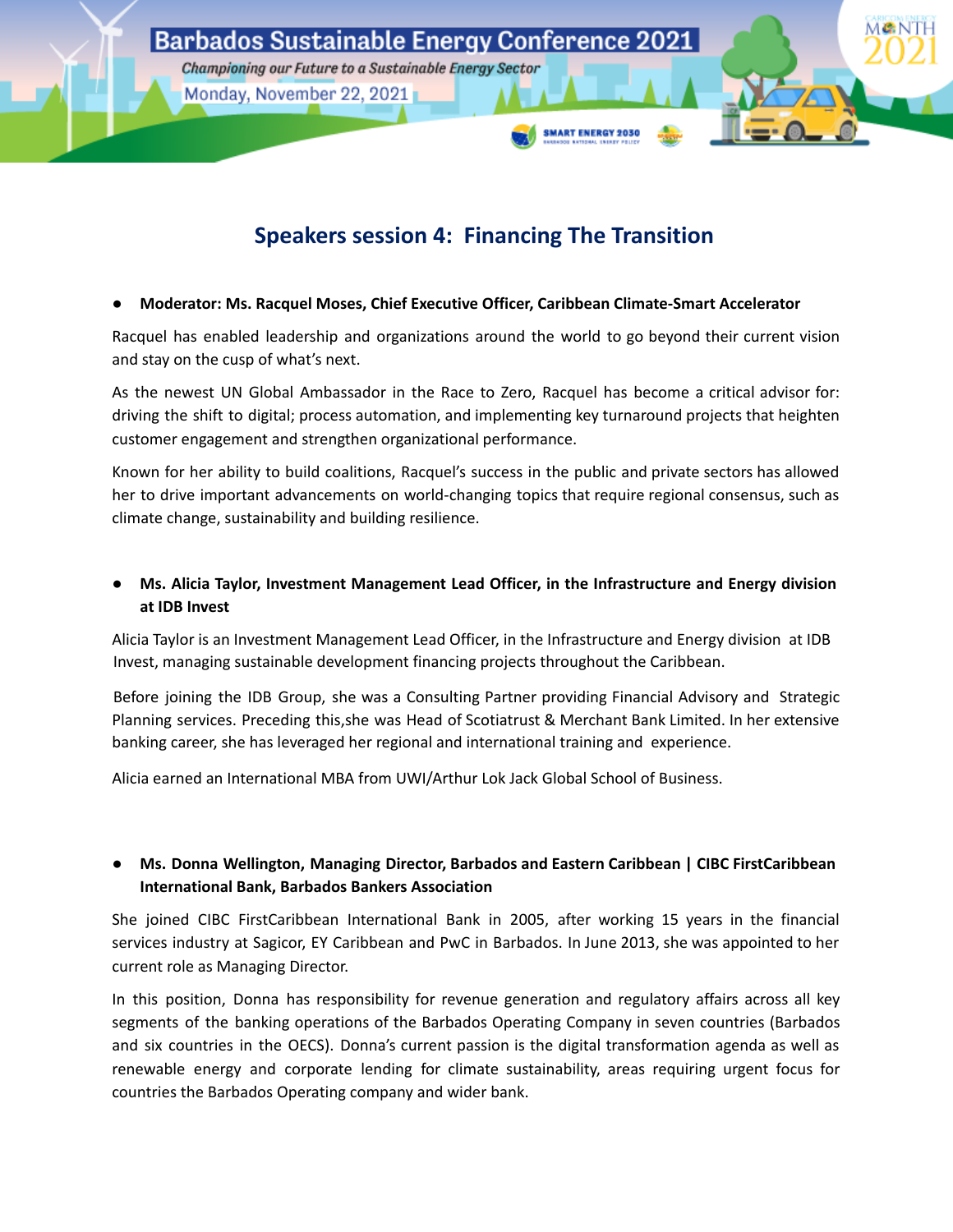Barbados Sustainable Energy Conference 2021

*Championing our Future to a Sustainable Energy Sector*

Monday, November 22, 2021

## Speakers session 4: Financing The Transition

- **Moderator: Ms. Racquel Moses, Chief Executive Officer, Caribbean Climate-Smart Accelerator**

Racquel has enabled leadership and organizations around the world to go beyond their current vision and stay on the cusp of what's next.

As the newest UN Global Ambassador in the Race to Zero, Racquel has become a critical advisor for: driving the shift to digital; process automation, and implementing key turnaround projects that heighten customer engagement and strengthen organizational performance.

Known for her ability to build coalitions, Racquel's success in the public and private sectors has allowed her to drive important advancements on world-changing topics that require regional consensus, such as climate change, sustainability and building resilience.

- **Ms. Alicia Taylor, Investment Management Lead Officer, in the Infrastructure and Energy division at IDB Invest**

Alicia Taylor is an Investment Management Lead Officer, in the Infrastructure and Energy division at IDB Invest, managing sustainable development financing projects throughout the Caribbean.

Before joining the IDB Group, she was a Consulting Partner providing Financial Advisory and Strategic Planning services. Preceding this,she was Head of Scotiatrust & Merchant Bank Limited. In her extensive banking career, she has leveraged her regional and international training and experience.

Alicia earned an International MBA from UWI/Arthur Lok Jack Global School of Business.

- **Ms. Donna Wellington, Managing Director, Barbados and Eastern Caribbean | CIBC FirstCaribbean International Bank, Barbados Bankers Association**

She joined CIBC FirstCaribbean International Bank in 2005, after working 15 years in the financial services industry at Sagicor, EY Caribbean and PwC in Barbados. In June 2013, she was appointed to her current role as Managing Director.

In this position, Donna has responsibility for revenue generation and regulatory affairs across all key segments of the banking operations of the Barbados Operating Company in seven countries (Barbados and six countries in the OECS). Donna's current passion is the digital transformation agenda as well as renewable energy and corporate lending for climate sustainability, areas requiring urgent focus for countries the Barbados Operating company and wider bank.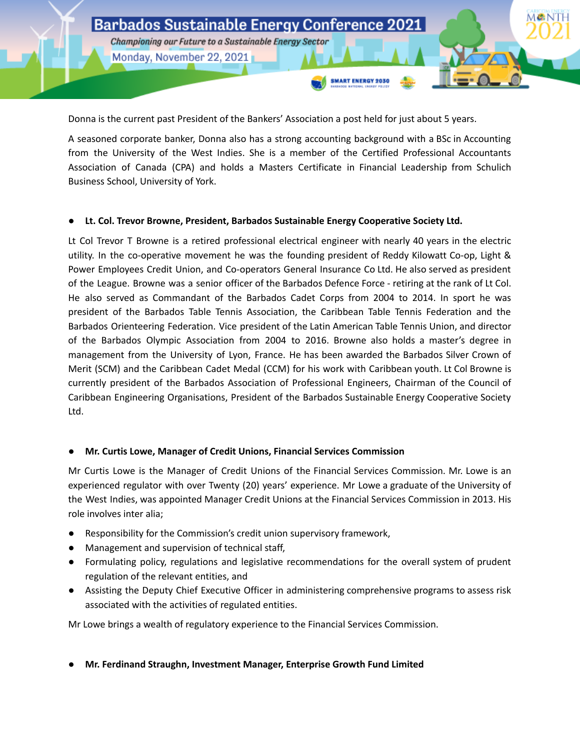Donna is the current past President of the Bankers' Association a post held for just about 5 years.

A seasoned corporate banker, Donna also has a strong accounting background with a BSc in Accounting from the University of the West Indies. She is a member of the Certified Professional Accountants Association of Canada (CPA) and holds a Masters Certificate in Financial Leadership from Schulich Business School, University of York.

- **Lt. Col. Trevor Browne, President, Barbados Sustainable Energy Cooperative Society Ltd.**

Lt Col Trevor T Browne is a retired professional electrical engineer with nearly 40 years in the electric utility. In the co-operative movement he was the founding president of Reddy Kilowatt Co-op, Light & Power Employees Credit Union, and Co-operators General Insurance Co Ltd. He also served as president of the League. Browne was a senior officer of the Barbados Defence Force - retiring at the rank of Lt Col. He also served as Commandant of the Barbados Cadet Corps from 2004 to 2014. In sport he was president of the Barbados Table Tennis Association, the Caribbean Table Tennis Federation and the Barbados Orienteering Federation. Vice president of the Latin American Table Tennis Union, and director of the Barbados Olympic Association from 2004 to 2016. Browne also holds a master's degree in management from the University of Lyon, France. He has been awarded the Barbados Silver Crown of Merit (SCM) and the Caribbean Cadet Medal (CCM) for his work with Caribbean youth. Lt Col Browne is currently president of the Barbados Association of Professional Engineers, Chairman of the Council of Caribbean Engineering Organisations, President of the Barbados Sustainable Energy Cooperative Society Ltd.

- **Mr. Curtis Lowe, Manager of Credit Unions, Financial Services Commission**

Mr Curtis Lowe is the Manager of Credit Unions of the Financial Services Commission. Mr. Lowe is an experienced regulator with over Twenty (20) years' experience. Mr Lowe a graduate of the University of the West Indies, was appointed Manager Credit Unions at the Financial Services Commission in 2013. His role involves inter alia;

- Responsibility for the Commission's credit union supervisory framework,
- Management and supervision of technical staff,
- Formulating policy, regulations and legislative recommendations for the overall system of prudent regulation of the relevant entities, and
- Assisting the Deputy Chief Executive Officer in administering comprehensive programs to assess risk associated with the activities of regulated entities.

Mr Lowe brings a wealth of regulatory experience to the Financial Services Commission.

- **Mr. Ferdinand Straughn, Investment Manager, Enterprise Growth Fund Limited**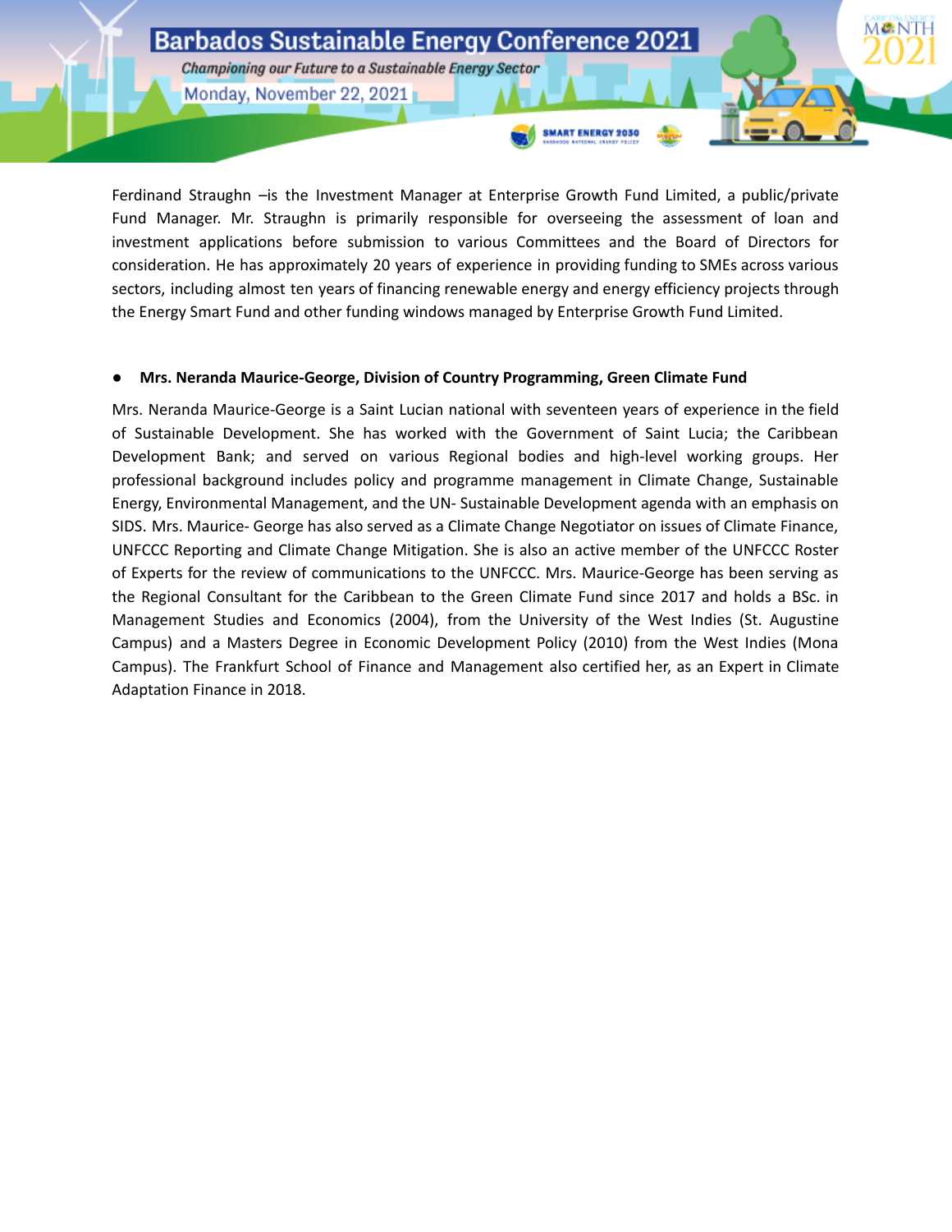Ferdinand Straughn –is the Investment Manager at Enterprise Growth Fund Limited, a public/private Fund Manager. Mr. Straughn is primarily responsible for overseeing the assessment of loan and investment applications before submission to various Committees and the Board of Directors for consideration. He has approximately 20 years of experience in providing funding to SMEs across various sectors, including almost ten years of financing renewable energy and energy efficiency projects through the Energy Smart Fund and other funding windows managed by Enterprise Growth Fund Limited.

- **Mrs. Neranda Maurice-George, Division of Country Programming, Green Climate Fund**

Mrs. Neranda Maurice-George is a Saint Lucian national with seventeen years of experience in the field of Sustainable Development. She has worked with the Government of Saint Lucia; the Caribbean Development Bank; and served on various Regional bodies and high-level working groups. Her professional background includes policy and programme management in Climate Change, Sustainable Energy, Environmental Management, and the UN- Sustainable Development agenda with an emphasis on SIDS. Mrs. Maurice- George has also served as a Climate Change Negotiator on issues of Climate Finance, UNFCCC Reporting and Climate Change Mitigation. She is also an active member of the UNFCCC Roster of Experts for the review of communications to the UNFCCC. Mrs. Maurice-George has been serving as the Regional Consultant for the Caribbean to the Green Climate Fund since 2017 and holds a BSc. in Management Studies and Economics (2004), from the University of the West Indies (St. Augustine Campus) and a Masters Degree in Economic Development Policy (2010) from the West Indies (Mona Campus). The Frankfurt School of Finance and Management also certified her, as an Expert in Climate Adaptation Finance in 2018.